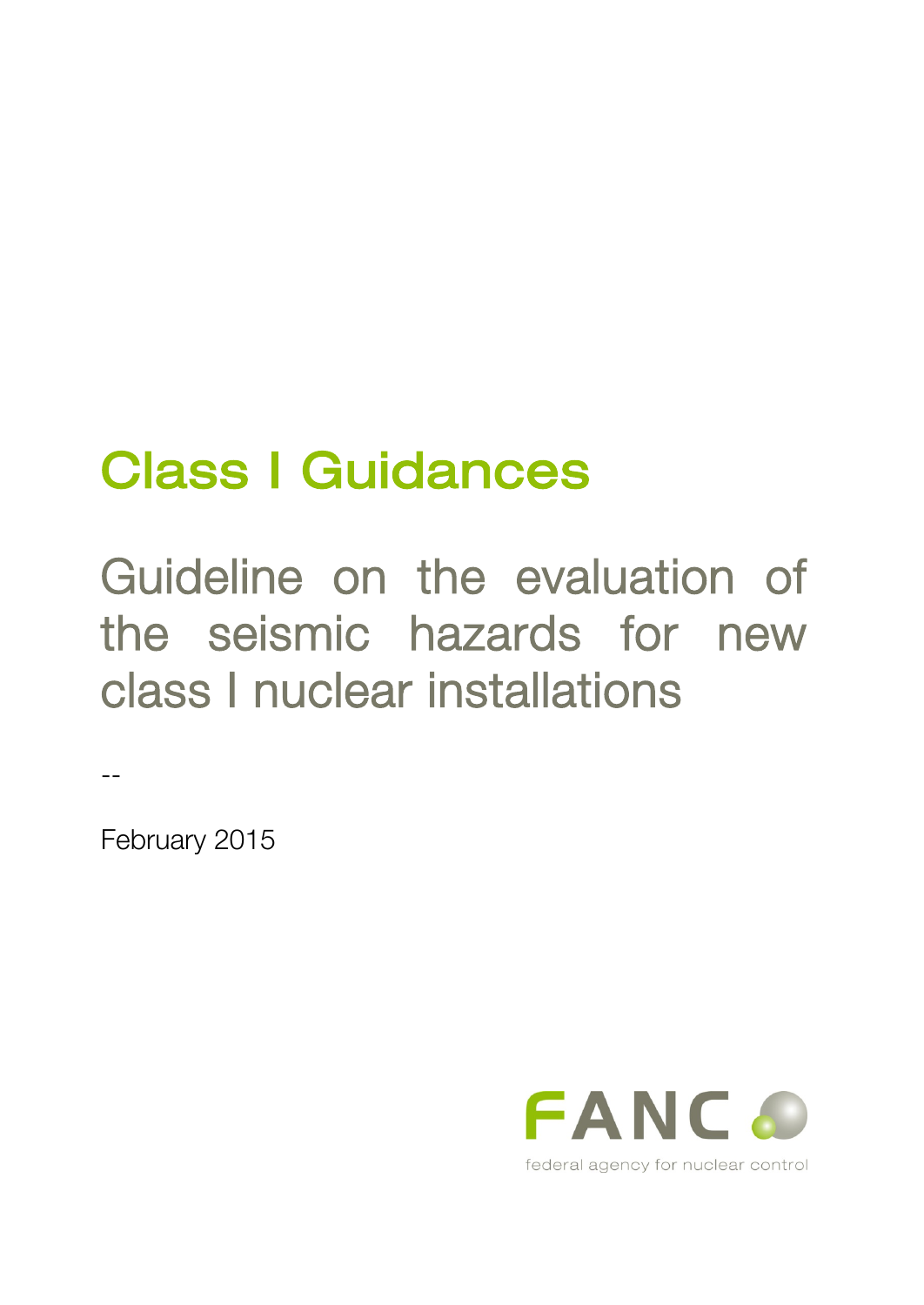# Class I Guidances

## Guideline on the evaluation of the seismic hazards for new class I nuclear installations

--

February 2015

FANC

federal agency for nuclear control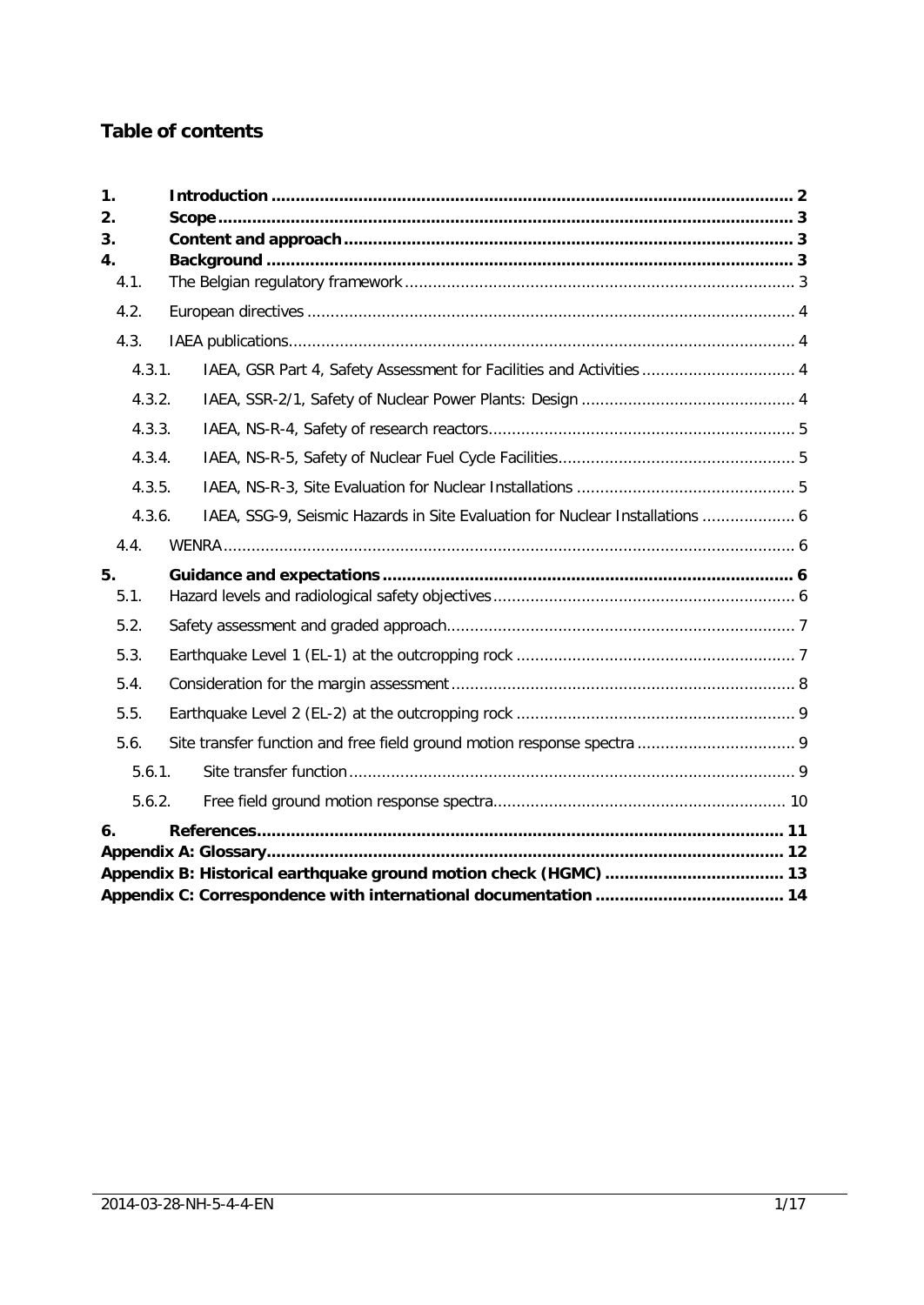## Table of contents

1. **Introduction** ............................................................ 2
2. **Scope** ............................................................ 3
3. **Content and approach** ............................................................ 3
4. **Background** ............................................................ 3
   - 4.1. The Belgian regulatory framework ............................................................ 3
   - 4.2. European directives ............................................................ 4
   - 4.3. IAEA publications ............................................................ 4
     - 4.3.1. IAEA, GSR Part 4, Safety Assessment for Facilities and Activities ............................................................ 4
     - 4.3.2. IAEA, SSR-2/1, Safety of Nuclear Power Plants: Design ............................................................ 4
     - 4.3.3. IAEA, NS-R-4, Safety of research reactors ............................................................ 5
     - 4.3.4. IAEA, NS-R-5, Safety of Nuclear Fuel Cycle Facilities ............................................................ 5
     - 4.3.5. IAEA, NS-R-3, Site Evaluation for Nuclear Installations ............................................................ 5
     - 4.3.6. IAEA, SSG-9, Seismic Hazards in Site Evaluation for Nuclear Installations ............................................................ 6
   - 4.4. WENRA ............................................................ 6
5. **Guidance and expectations** ............................................................ 6
   - 5.1. Hazard levels and radiological safety objectives ............................................................ 6
   - 5.2. Safety assessment and graded approach ............................................................ 7
   - 5.3. Earthquake Level 1 (EL-1) at the outcropping rock ............................................................ 7
   - 5.4. Consideration for the margin assessment ............................................................ 8
   - 5.5. Earthquake Level 2 (EL-2) at the outcropping rock ............................................................ 9
   - 5.6. Site transfer function and free field ground motion response spectra ............................................................ 9
     - 5.6.1. Site transfer function ............................................................ 9
     - 5.6.2. Free field ground motion response spectra ............................................................ 10
6. **References** ............................................................ 11

**Appendix A: Glossary** ............................................................ 12

**Appendix B: Historical earthquake ground motion check (HGMC)** ............................................................ 13

**Appendix C: Correspondence with international documentation** ............................................................ 14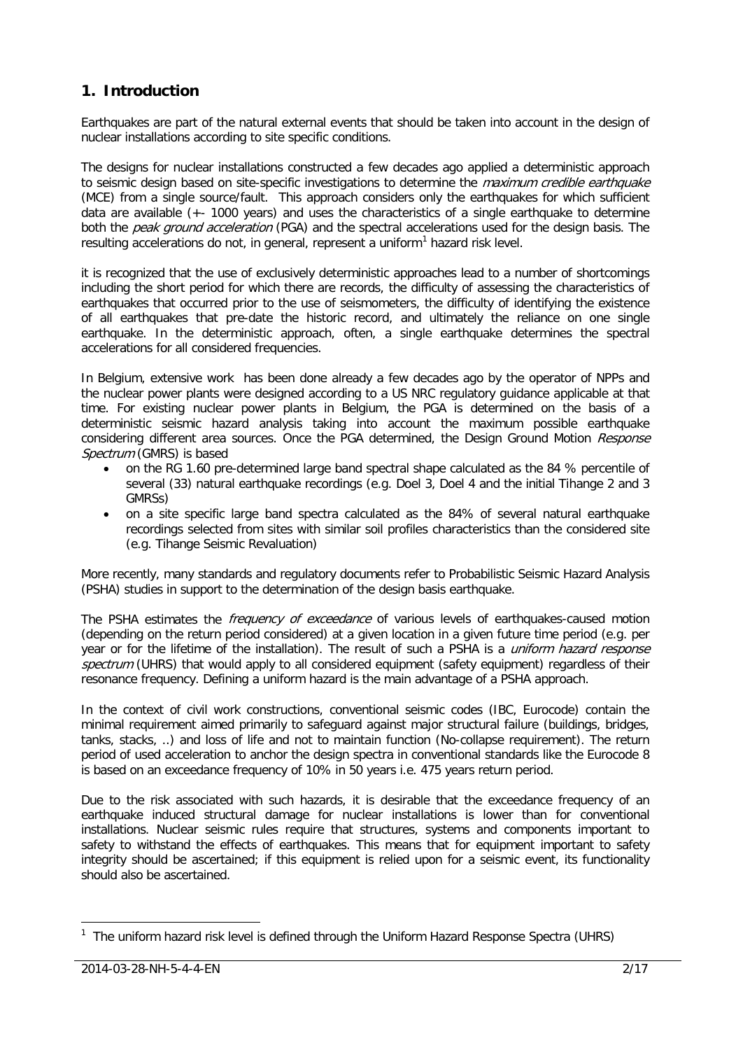## 1. Introduction

Earthquakes are part of the natural external events that should be taken into account in the design of nuclear installations according to site specific conditions.

The designs for nuclear installations constructed a few decades ago applied a deterministic approach to seismic design based on site-specific investigations to determine the *maximum credible earthquake* (MCE) from a single source/fault. This approach considers only the earthquakes for which sufficient data are available (+- 1000 years) and uses the characteristics of a single earthquake to determine both the *peak ground acceleration* (PGA) and the spectral accelerations used for the design basis. The resulting accelerations do not, in general, represent a uniform[1] hazard risk level.

it is recognized that the use of exclusively deterministic approaches lead to a number of shortcomings including the short period for which there are records, the difficulty of assessing the characteristics of earthquakes that occurred prior to the use of seismometers, the difficulty of identifying the existence of all earthquakes that pre-date the historic record, and ultimately the reliance on one single earthquake. In the deterministic approach, often, a single earthquake determines the spectral accelerations for all considered frequencies.

In Belgium, extensive work has been done already a few decades ago by the operator of NPPs and the nuclear power plants were designed according to a US NRC regulatory guidance applicable at that time. For existing nuclear power plants in Belgium, the PGA is determined on the basis of a deterministic seismic hazard analysis taking into account the maximum possible earthquake considering different area sources. Once the PGA determined, the Design Ground Motion *Response Spectrum* (GMRS) is based

- on the RG 1.60 pre-determined large band spectral shape calculated as the 84 % percentile of several (33) natural earthquake recordings (e.g. Doel 3, Doel 4 and the initial Tihange 2 and 3 GMRSs)
- on a site specific large band spectra calculated as the 84% of several natural earthquake recordings selected from sites with similar soil profiles characteristics than the considered site (e.g. Tihange Seismic Revaluation)

More recently, many standards and regulatory documents refer to Probabilistic Seismic Hazard Analysis (PSHA) studies in support to the determination of the design basis earthquake.

The PSHA estimates the *frequency of exceedance* of various levels of earthquakes-caused motion (depending on the return period considered) at a given location in a given future time period (e.g. per year or for the lifetime of the installation). The result of such a PSHA is a *uniform hazard response spectrum* (UHRS) that would apply to all considered equipment (safety equipment) regardless of their resonance frequency. Defining a uniform hazard is the main advantage of a PSHA approach.

In the context of civil work constructions, conventional seismic codes (IBC, Eurocode) contain the minimal requirement aimed primarily to safeguard against major structural failure (buildings, bridges, tanks, stacks, ..) and loss of life and not to maintain function (No-collapse requirement). The return period of used acceleration to anchor the design spectra in conventional standards like the Eurocode 8 is based on an exceedance frequency of 10% in 50 years i.e. 475 years return period.

Due to the risk associated with such hazards, it is desirable that the exceedance frequency of an earthquake induced structural damage for nuclear installations is lower than for conventional installations. Nuclear seismic rules require that structures, systems and components important to safety to withstand the effects of earthquakes. This means that for equipment important to safety integrity should be ascertained; if this equipment is relied upon for a seismic event, its functionality should also be ascertained.

---

[1] The uniform hazard risk level is defined through the Uniform Hazard Response Spectra (UHRS)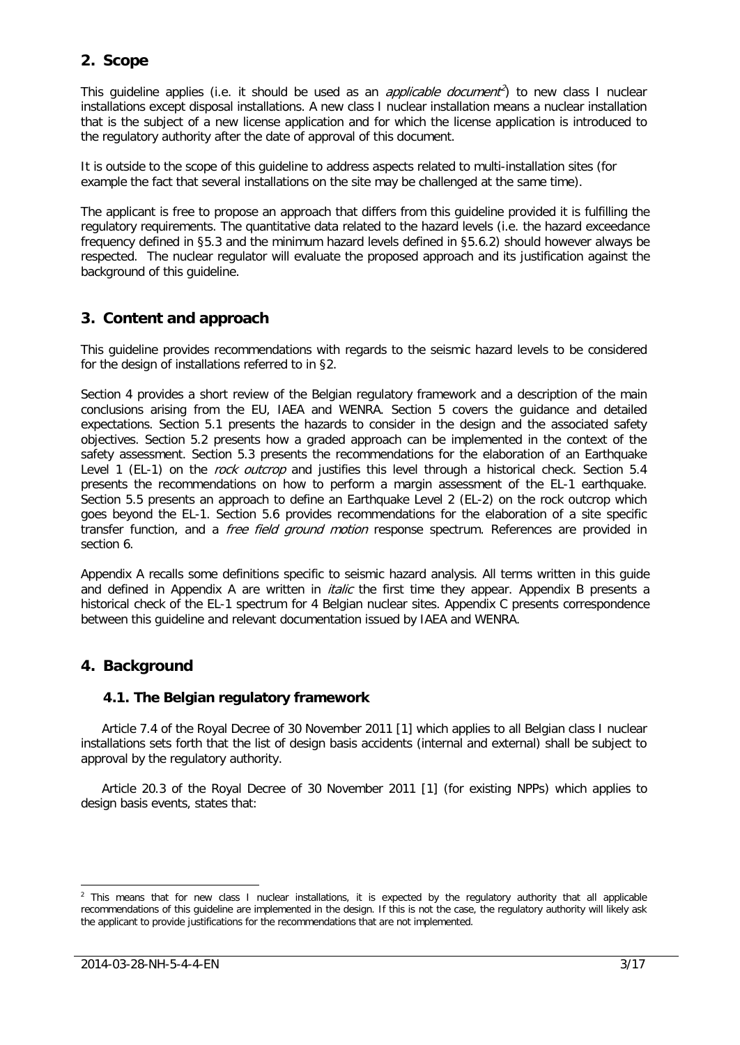## 2. Scope

This guideline applies (i.e. it should be used as an *applicable document*[2]) to new class I nuclear installations except disposal installations. A new class I nuclear installation means a nuclear installation that is the subject of a new license application and for which the license application is introduced to the regulatory authority after the date of approval of this document.

It is outside to the scope of this guideline to address aspects related to multi-installation sites (for example the fact that several installations on the site may be challenged at the same time).

The applicant is free to propose an approach that differs from this guideline provided it is fulfilling the regulatory requirements. The quantitative data related to the hazard levels (i.e. the hazard exceedance frequency defined in §5.3 and the minimum hazard levels defined in §5.6.2) should however always be respected. The nuclear regulator will evaluate the proposed approach and its justification against the background of this guideline.

## 3. Content and approach

This guideline provides recommendations with regards to the seismic hazard levels to be considered for the design of installations referred to in §2.

Section 4 provides a short review of the Belgian regulatory framework and a description of the main conclusions arising from the EU, IAEA and WENRA. Section 5 covers the guidance and detailed expectations. Section 5.1 presents the hazards to consider in the design and the associated safety objectives. Section 5.2 presents how a graded approach can be implemented in the context of the safety assessment. Section 5.3 presents the recommendations for the elaboration of an Earthquake Level 1 (EL-1) on the *rock outcrop* and justifies this level through a historical check. Section 5.4 presents the recommendations on how to perform a margin assessment of the EL-1 earthquake. Section 5.5 presents an approach to define an Earthquake Level 2 (EL-2) on the rock outcrop which goes beyond the EL-1. Section 5.6 provides recommendations for the elaboration of a site specific transfer function, and a *free field ground motion* response spectrum. References are provided in section 6.

Appendix A recalls some definitions specific to seismic hazard analysis. All terms written in this guide and defined in Appendix A are written in *italic* the first time they appear. Appendix B presents a historical check of the EL-1 spectrum for 4 Belgian nuclear sites. Appendix C presents correspondence between this guideline and relevant documentation issued by IAEA and WENRA.

## 4. Background

### 4.1. The Belgian regulatory framework

Article 7.4 of the Royal Decree of 30 November 2011 [1] which applies to all Belgian class I nuclear installations sets forth that the list of design basis accidents (internal and external) shall be subject to approval by the regulatory authority.

Article 20.3 of the Royal Decree of 30 November 2011 [1] (for existing NPPs) which applies to design basis events, states that:

[2] This means that for new class I nuclear installations, it is expected by the regulatory authority that all applicable recommendations of this guideline are implemented in the design. If this is not the case, the regulatory authority will likely ask the applicant to provide justifications for the recommendations that are not implemented.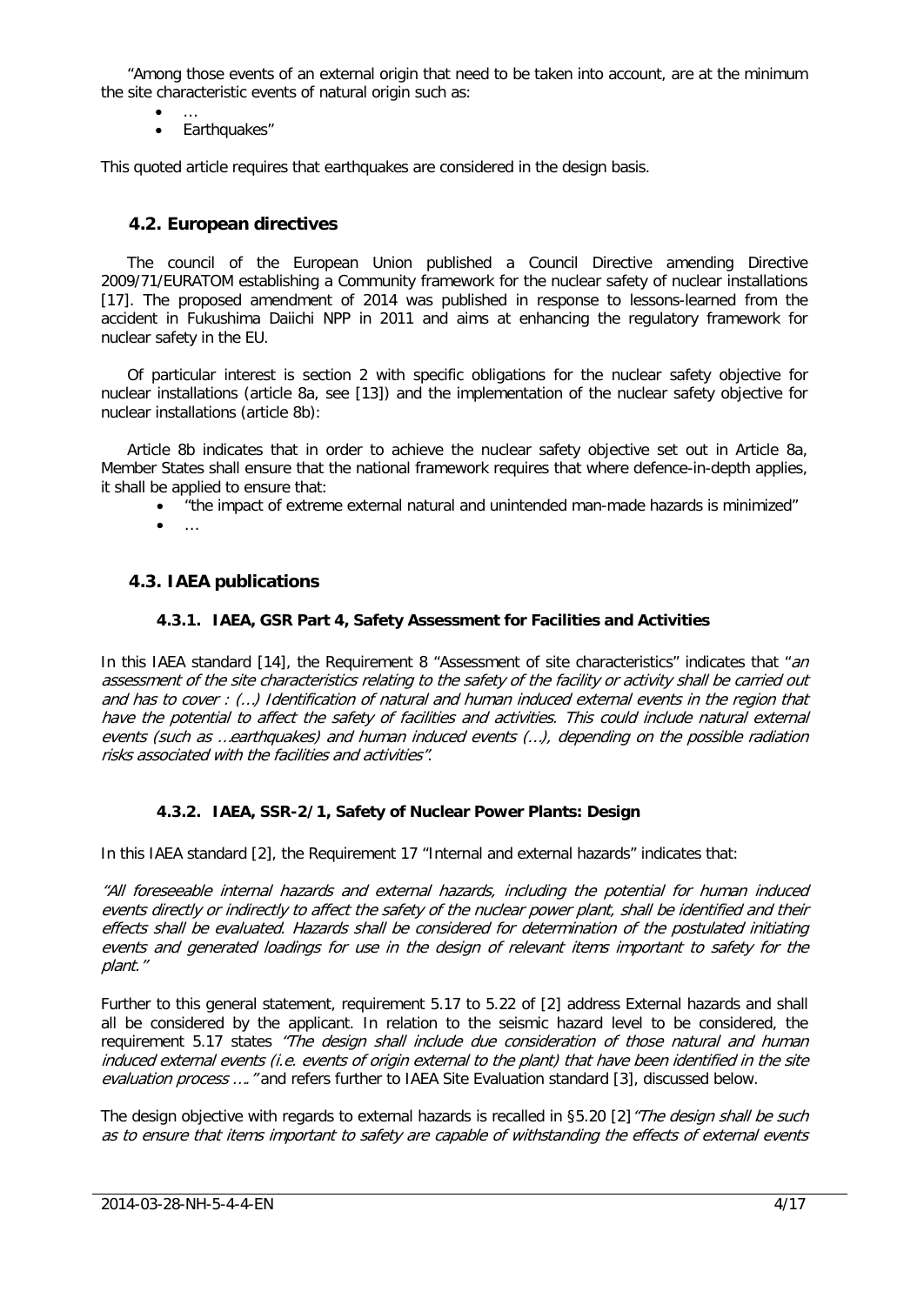"Among those events of an external origin that need to be taken into account, are at the minimum the site characteristic events of natural origin such as:

- …
- Earthquakes"

This quoted article requires that earthquakes are considered in the design basis.

## 4.2. European directives

The council of the European Union published a Council Directive amending Directive 2009/71/EURATOM establishing a Community framework for the nuclear safety of nuclear installations [17]. The proposed amendment of 2014 was published in response to lessons-learned from the accident in Fukushima Daiichi NPP in 2011 and aims at enhancing the regulatory framework for nuclear safety in the EU.

Of particular interest is section 2 with specific obligations for the nuclear safety objective for nuclear installations (article 8a, see [13]) and the implementation of the nuclear safety objective for nuclear installations (article 8b):

Article 8b indicates that in order to achieve the nuclear safety objective set out in Article 8a, Member States shall ensure that the national framework requires that where defence-in-depth applies, it shall be applied to ensure that:

- "the impact of extreme external natural and unintended man-made hazards is minimized"
- …

## 4.3. IAEA publications

### 4.3.1. IAEA, GSR Part 4, Safety Assessment for Facilities and Activities

In this IAEA standard [14], the Requirement 8 "Assessment of site characteristics" indicates that "*an assessment of the site characteristics relating to the safety of the facility or activity shall be carried out and has to cover : (…) Identification of natural and human induced external events in the region that have the potential to affect the safety of facilities and activities. This could include natural external events (such as …earthquakes) and human induced events (…), depending on the possible radiation risks associated with the facilities and activities"*.

### 4.3.2. IAEA, SSR-2/1, Safety of Nuclear Power Plants: Design

In this IAEA standard [2], the Requirement 17 "Internal and external hazards" indicates that:

*"All foreseeable internal hazards and external hazards, including the potential for human induced events directly or indirectly to affect the safety of the nuclear power plant, shall be identified and their effects shall be evaluated. Hazards shall be considered for determination of the postulated initiating events and generated loadings for use in the design of relevant items important to safety for the plant."*

Further to this general statement, requirement 5.17 to 5.22 of [2] address External hazards and shall all be considered by the applicant. In relation to the seismic hazard level to be considered, the requirement 5.17 states *"The design shall include due consideration of those natural and human induced external events (i.e. events of origin external to the plant) that have been identified in the site evaluation process …."* and refers further to IAEA Site Evaluation standard [3], discussed below.

The design objective with regards to external hazards is recalled in §5.20 [2]*"The design shall be such as to ensure that items important to safety are capable of withstanding the effects of external events*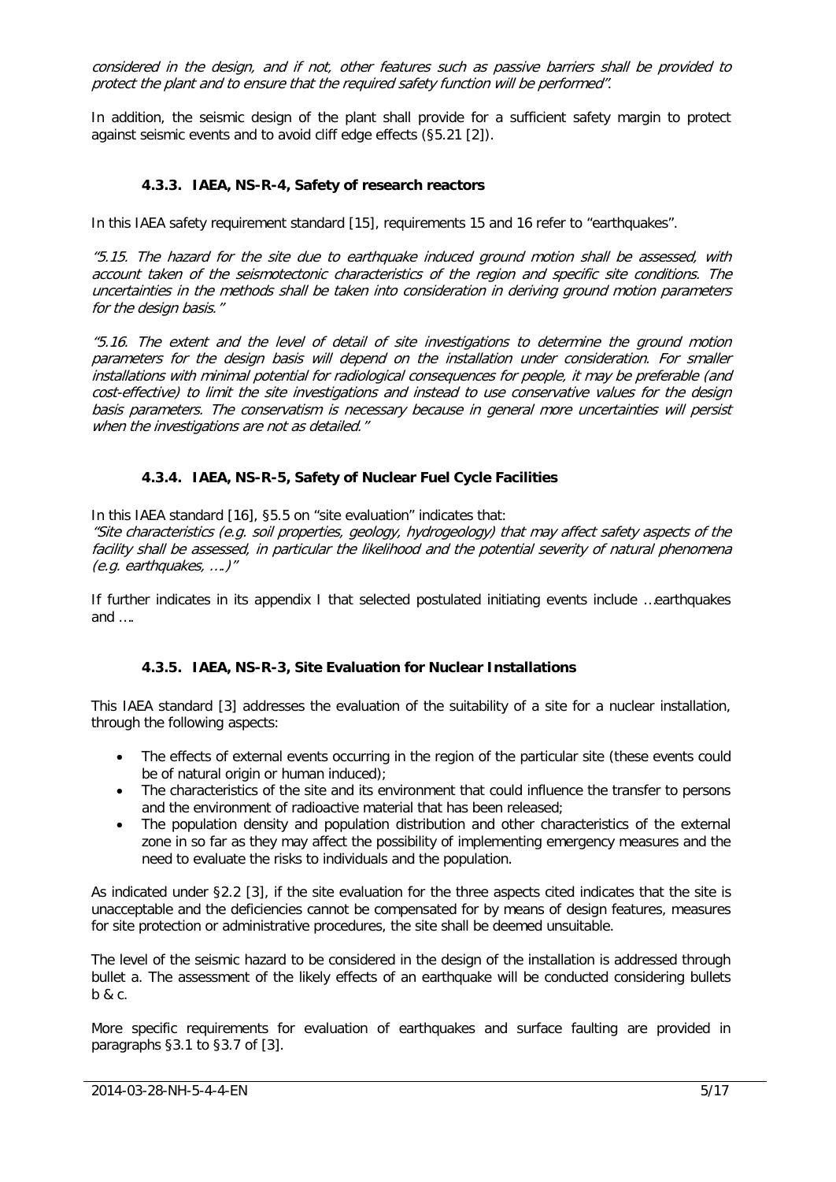*considered in the design, and if not, other features such as passive barriers shall be provided to protect the plant and to ensure that the required safety function will be performed".*

In addition, the seismic design of the plant shall provide for a sufficient safety margin to protect against seismic events and to avoid cliff edge effects (§5.21 [2]).

### 4.3.3. IAEA, NS-R-4, Safety of research reactors

In this IAEA safety requirement standard [15], requirements 15 and 16 refer to "earthquakes".

*"5.15. The hazard for the site due to earthquake induced ground motion shall be assessed, with account taken of the seismotectonic characteristics of the region and specific site conditions. The uncertainties in the methods shall be taken into consideration in deriving ground motion parameters for the design basis."*

*"5.16. The extent and the level of detail of site investigations to determine the ground motion parameters for the design basis will depend on the installation under consideration. For smaller installations with minimal potential for radiological consequences for people, it may be preferable (and cost-effective) to limit the site investigations and instead to use conservative values for the design basis parameters. The conservatism is necessary because in general more uncertainties will persist when the investigations are not as detailed."*

### 4.3.4. IAEA, NS-R-5, Safety of Nuclear Fuel Cycle Facilities

In this IAEA standard [16], §5.5 on "site evaluation" indicates that:
*"Site characteristics (e.g. soil properties, geology, hydrogeology) that may affect safety aspects of the facility shall be assessed, in particular the likelihood and the potential severity of natural phenomena (e.g. earthquakes, ….)"*

If further indicates in its appendix I that selected postulated initiating events include …earthquakes and ….

### 4.3.5. IAEA, NS-R-3, Site Evaluation for Nuclear Installations

This IAEA standard [3] addresses the evaluation of the suitability of a site for a nuclear installation, through the following aspects:

- The effects of external events occurring in the region of the particular site (these events could be of natural origin or human induced);
- The characteristics of the site and its environment that could influence the transfer to persons and the environment of radioactive material that has been released;
- The population density and population distribution and other characteristics of the external zone in so far as they may affect the possibility of implementing emergency measures and the need to evaluate the risks to individuals and the population.

As indicated under §2.2 [3], if the site evaluation for the three aspects cited indicates that the site is unacceptable and the deficiencies cannot be compensated for by means of design features, measures for site protection or administrative procedures, the site shall be deemed unsuitable.

The level of the seismic hazard to be considered in the design of the installation is addressed through bullet a. The assessment of the likely effects of an earthquake will be conducted considering bullets b & c.

More specific requirements for evaluation of earthquakes and surface faulting are provided in paragraphs §3.1 to §3.7 of [3].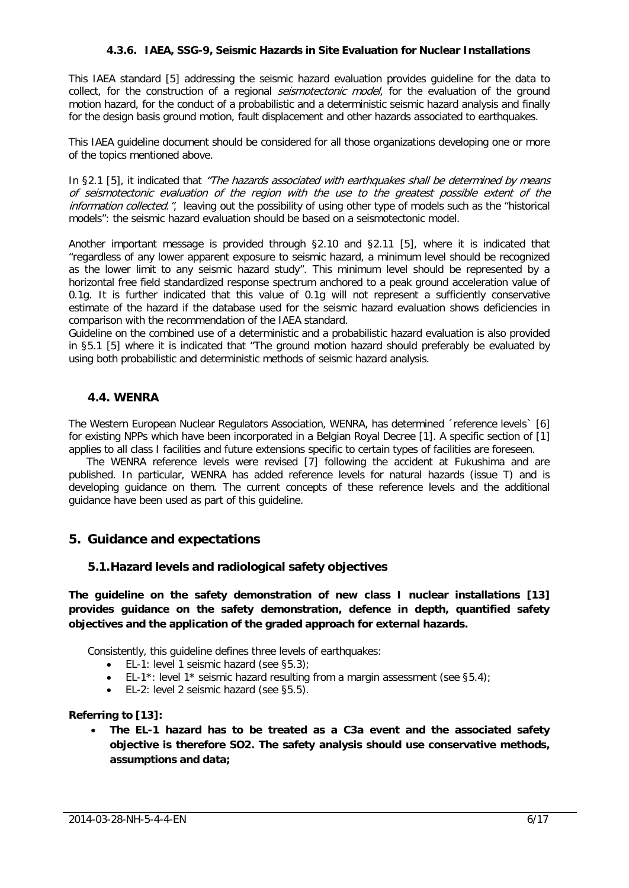#### 4.3.6. IAEA, SSG-9, Seismic Hazards in Site Evaluation for Nuclear Installations

This IAEA standard [5] addressing the seismic hazard evaluation provides guideline for the data to collect, for the construction of a regional *seismotectonic model*, for the evaluation of the ground motion hazard, for the conduct of a probabilistic and a deterministic seismic hazard analysis and finally for the design basis ground motion, fault displacement and other hazards associated to earthquakes.

This IAEA guideline document should be considered for all those organizations developing one or more of the topics mentioned above.

In §2.1 [5], it indicated that *"The hazards associated with earthquakes shall be determined by means of seismotectonic evaluation of the region with the use to the greatest possible extent of the information collected."*, leaving out the possibility of using other type of models such as the "historical models": the seismic hazard evaluation should be based on a seismotectonic model.

Another important message is provided through §2.10 and §2.11 [5], where it is indicated that "regardless of any lower apparent exposure to seismic hazard, a minimum level should be recognized as the lower limit to any seismic hazard study". This minimum level should be represented by a horizontal free field standardized response spectrum anchored to a peak ground acceleration value of 0.1g. It is further indicated that this value of 0.1g will not represent a sufficiently conservative estimate of the hazard if the database used for the seismic hazard evaluation shows deficiencies in comparison with the recommendation of the IAEA standard.

Guideline on the combined use of a deterministic and a probabilistic hazard evaluation is also provided in §5.1 [5] where it is indicated that "The ground motion hazard should preferably be evaluated by using both probabilistic and deterministic methods of seismic hazard analysis.

### 4.4. WENRA

The Western European Nuclear Regulators Association, WENRA, has determined ´reference levels` [6] for existing NPPs which have been incorporated in a Belgian Royal Decree [1]. A specific section of [1] applies to all class I facilities and future extensions specific to certain types of facilities are foreseen.

The WENRA reference levels were revised [7] following the accident at Fukushima and are published. In particular, WENRA has added reference levels for natural hazards (issue T) and is developing guidance on them. The current concepts of these reference levels and the additional guidance have been used as part of this guideline.

## 5. Guidance and expectations

### 5.1. Hazard levels and radiological safety objectives

**The guideline on the safety demonstration of new class I nuclear installations [13] provides guidance on the safety demonstration, defence in depth, quantified safety objectives and the application of the graded approach for external hazards.**

Consistently, this guideline defines three levels of earthquakes:

- EL-1: level 1 seismic hazard (see §5.3);
- EL-1*: level 1* seismic hazard resulting from a margin assessment (see §5.4);
- EL-2: level 2 seismic hazard (see §5.5).

**Referring to [13]:**

- **The EL-1 hazard has to be treated as a C3a event and the associated safety objective is therefore SO2. The safety analysis should use conservative methods, assumptions and data;**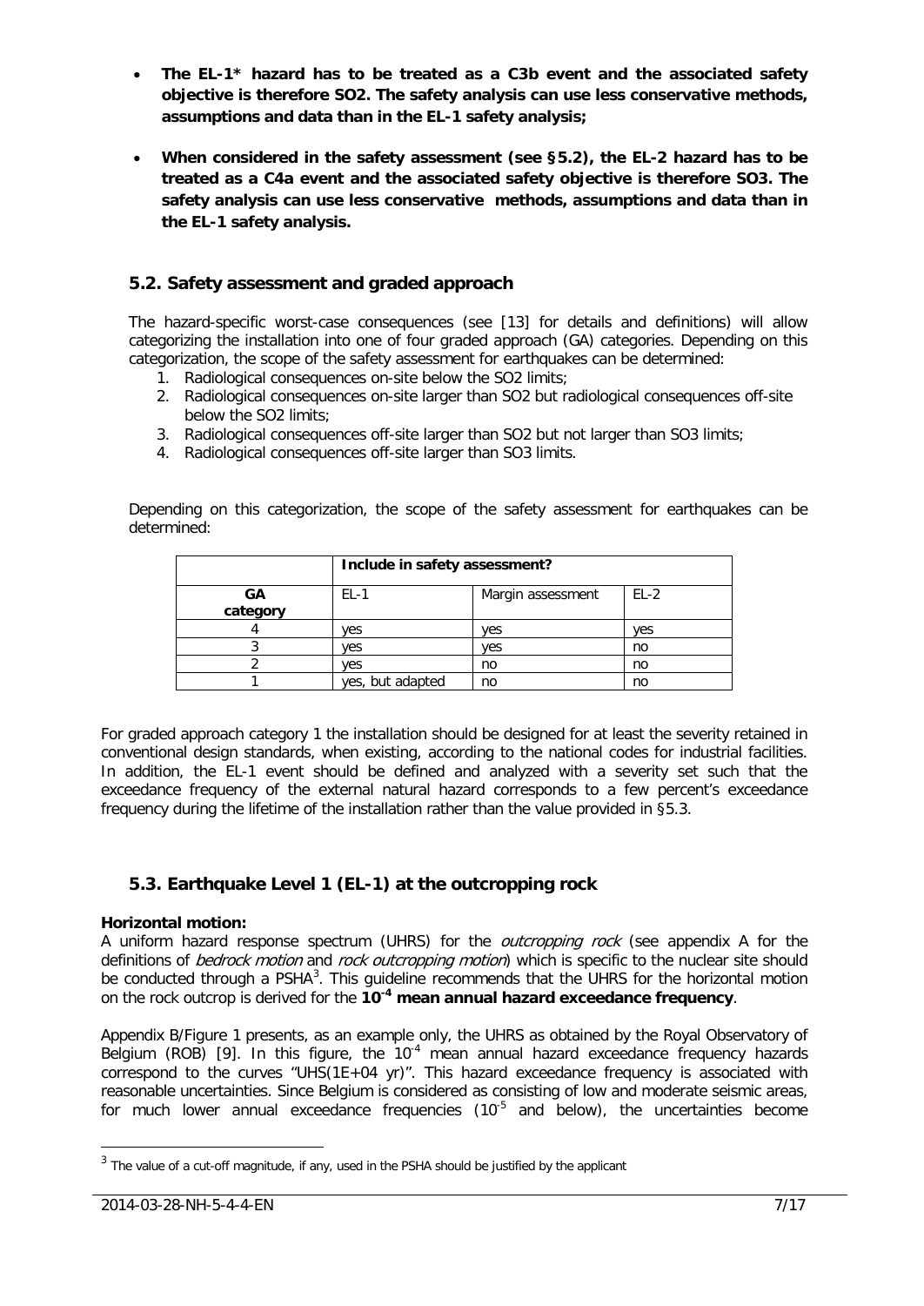- **The EL-1* hazard has to be treated as a C3b event and the associated safety objective is therefore SO2. The safety analysis can use less conservative methods, assumptions and data than in the EL-1 safety analysis;**
- **When considered in the safety assessment (see §5.2), the EL-2 hazard has to be treated as a C4a event and the associated safety objective is therefore SO3. The safety analysis can use less conservative methods, assumptions and data than in the EL-1 safety analysis.**

## 5.2. Safety assessment and graded approach

The hazard-specific worst-case consequences (see [13] for details and definitions) will allow categorizing the installation into one of four graded approach (GA) categories. Depending on this categorization, the scope of the safety assessment for earthquakes can be determined:

1. Radiological consequences on-site below the SO2 limits;
2. Radiological consequences on-site larger than SO2 but radiological consequences off-site below the SO2 limits;
3. Radiological consequences off-site larger than SO2 but not larger than SO3 limits;
4. Radiological consequences off-site larger than SO3 limits.

Depending on this categorization, the scope of the safety assessment for earthquakes can be determined:

| | **Include in safety assessment?** | | |
|---|---|---|---|
| **GA category** | EL-1 | Margin assessment | EL-2 |
| 4 | yes | yes | yes |
| 3 | yes | yes | no |
| 2 | yes | no | no |
| 1 | yes, but adapted | no | no |

For graded approach category 1 the installation should be designed for at least the severity retained in conventional design standards, when existing, according to the national codes for industrial facilities. In addition, the EL-1 event should be defined and analyzed with a severity set such that the exceedance frequency of the external natural hazard corresponds to a few percent's exceedance frequency during the lifetime of the installation rather than the value provided in §5.3.

## 5.3. Earthquake Level 1 (EL-1) at the outcropping rock

**Horizontal motion:**

A uniform hazard response spectrum (UHRS) for the *outcropping rock* (see appendix A for the definitions of *bedrock motion* and *rock outcropping motion*) which is specific to the nuclear site should be conducted through a PSHA[3]. This guideline recommends that the UHRS for the horizontal motion on the rock outcrop is derived for the **$10^{-4}$ mean annual hazard exceedance frequency**.

Appendix B/Figure 1 presents, as an example only, the UHRS as obtained by the Royal Observatory of Belgium (ROB) [9]. In this figure, the $10^{-4}$ mean annual hazard exceedance frequency hazards correspond to the curves "UHS(1E+04 yr)". This hazard exceedance frequency is associated with reasonable uncertainties. Since Belgium is considered as consisting of low and moderate seismic areas, for much lower annual exceedance frequencies ($10^{-5}$ and below), the uncertainties become

[3] The value of a cut-off magnitude, if any, used in the PSHA should be justified by the applicant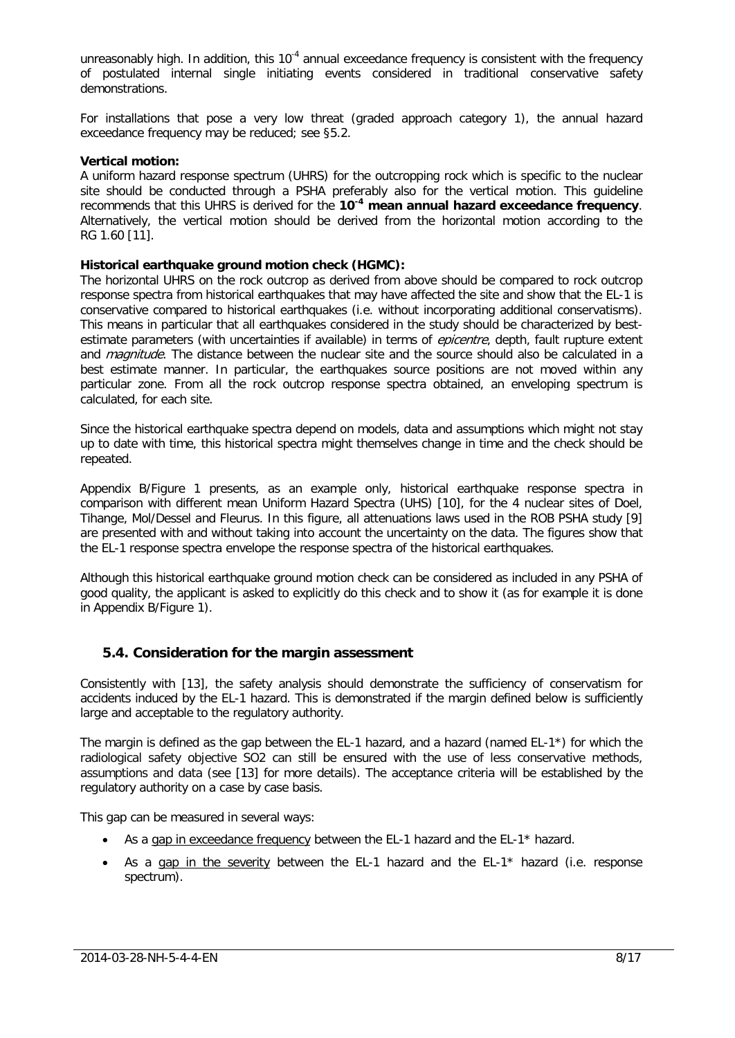unreasonably high. In addition, this $10^{-4}$ annual exceedance frequency is consistent with the frequency of postulated internal single initiating events considered in traditional conservative safety demonstrations.

For installations that pose a very low threat (graded approach category 1), the annual hazard exceedance frequency may be reduced; see §5.2.

**Vertical motion:**
A uniform hazard response spectrum (UHRS) for the outcropping rock which is specific to the nuclear site should be conducted through a PSHA preferably also for the vertical motion. This guideline recommends that this UHRS is derived for the **$10^{-4}$ mean annual hazard exceedance frequency**. Alternatively, the vertical motion should be derived from the horizontal motion according to the RG 1.60 [11].

**Historical earthquake ground motion check (HGMC):**
The horizontal UHRS on the rock outcrop as derived from above should be compared to rock outcrop response spectra from historical earthquakes that may have affected the site and show that the EL-1 is conservative compared to historical earthquakes (i.e. without incorporating additional conservatisms). This means in particular that all earthquakes considered in the study should be characterized by best-estimate parameters (with uncertainties if available) in terms of *epicentre*, depth, fault rupture extent and *magnitude*. The distance between the nuclear site and the source should also be calculated in a best estimate manner. In particular, the earthquakes source positions are not moved within any particular zone. From all the rock outcrop response spectra obtained, an enveloping spectrum is calculated, for each site.

Since the historical earthquake spectra depend on models, data and assumptions which might not stay up to date with time, this historical spectra might themselves change in time and the check should be repeated.

Appendix B/Figure 1 presents, as an example only, historical earthquake response spectra in comparison with different mean Uniform Hazard Spectra (UHS) [10], for the 4 nuclear sites of Doel, Tihange, Mol/Dessel and Fleurus. In this figure, all attenuations laws used in the ROB PSHA study [9] are presented with and without taking into account the uncertainty on the data. The figures show that the EL-1 response spectra envelope the response spectra of the historical earthquakes.

Although this historical earthquake ground motion check can be considered as included in any PSHA of good quality, the applicant is asked to explicitly do this check and to show it (as for example it is done in Appendix B/Figure 1).

## 5.4. Consideration for the margin assessment

Consistently with [13], the safety analysis should demonstrate the sufficiency of conservatism for accidents induced by the EL-1 hazard. This is demonstrated if the margin defined below is sufficiently large and acceptable to the regulatory authority.

The margin is defined as the gap between the EL-1 hazard, and a hazard (named EL-1*) for which the radiological safety objective SO2 can still be ensured with the use of less conservative methods, assumptions and data (see [13] for more details). The acceptance criteria will be established by the regulatory authority on a case by case basis.

This gap can be measured in several ways:

- As a gap in exceedance frequency between the EL-1 hazard and the EL-1* hazard.
- As a gap in the severity between the EL-1 hazard and the EL-1* hazard (i.e. response spectrum).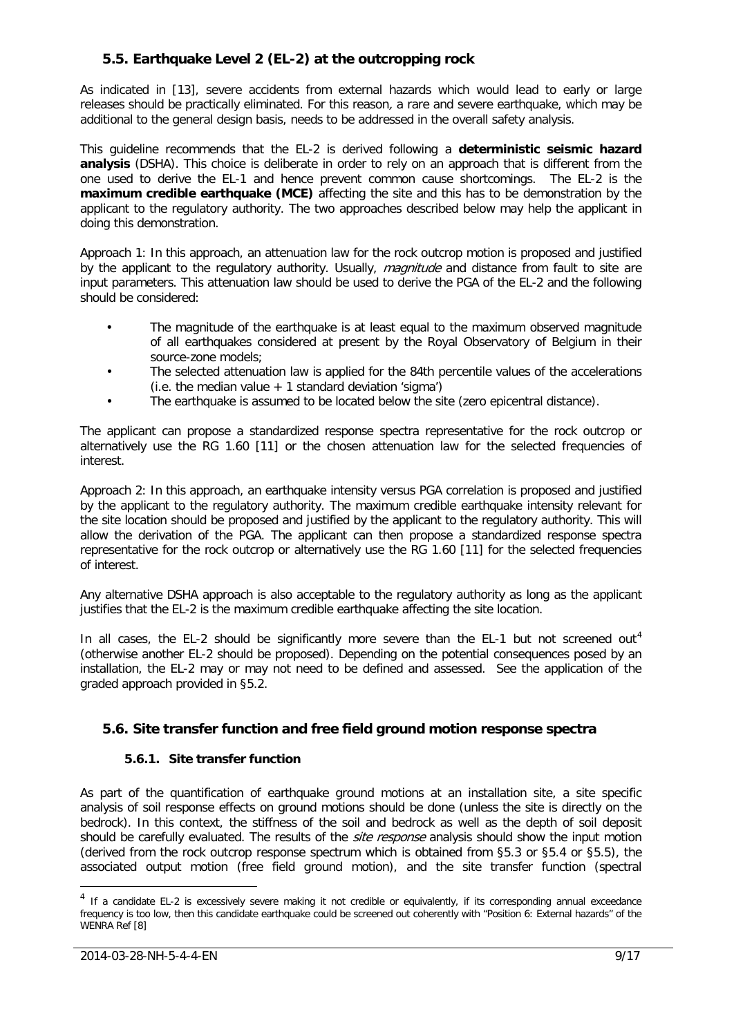## 5.5. Earthquake Level 2 (EL-2) at the outcropping rock

As indicated in [13], severe accidents from external hazards which would lead to early or large releases should be practically eliminated. For this reason, a rare and severe earthquake, which may be additional to the general design basis, needs to be addressed in the overall safety analysis.

This guideline recommends that the EL-2 is derived following a **deterministic seismic hazard analysis** (DSHA). This choice is deliberate in order to rely on an approach that is different from the one used to derive the EL-1 and hence prevent common cause shortcomings. The EL-2 is the **maximum credible earthquake (MCE)** affecting the site and this has to be demonstration by the applicant to the regulatory authority. The two approaches described below may help the applicant in doing this demonstration.

Approach 1: In this approach, an attenuation law for the rock outcrop motion is proposed and justified by the applicant to the regulatory authority. Usually, *magnitude* and distance from fault to site are input parameters. This attenuation law should be used to derive the PGA of the EL-2 and the following should be considered:

- The magnitude of the earthquake is at least equal to the maximum observed magnitude of all earthquakes considered at present by the Royal Observatory of Belgium in their source-zone models;
- The selected attenuation law is applied for the 84th percentile values of the accelerations (i.e. the median value + 1 standard deviation 'sigma')
- The earthquake is assumed to be located below the site (zero epicentral distance).

The applicant can propose a standardized response spectra representative for the rock outcrop or alternatively use the RG 1.60 [11] or the chosen attenuation law for the selected frequencies of interest.

Approach 2: In this approach, an earthquake intensity versus PGA correlation is proposed and justified by the applicant to the regulatory authority. The maximum credible earthquake intensity relevant for the site location should be proposed and justified by the applicant to the regulatory authority. This will allow the derivation of the PGA. The applicant can then propose a standardized response spectra representative for the rock outcrop or alternatively use the RG 1.60 [11] for the selected frequencies of interest.

Any alternative DSHA approach is also acceptable to the regulatory authority as long as the applicant justifies that the EL-2 is the maximum credible earthquake affecting the site location.

In all cases, the EL-2 should be significantly more severe than the EL-1 but not screened out[4] (otherwise another EL-2 should be proposed). Depending on the potential consequences posed by an installation, the EL-2 may or may not need to be defined and assessed. See the application of the graded approach provided in §5.2.

## 5.6. Site transfer function and free field ground motion response spectra

### 5.6.1. Site transfer function

As part of the quantification of earthquake ground motions at an installation site, a site specific analysis of soil response effects on ground motions should be done (unless the site is directly on the bedrock). In this context, the stiffness of the soil and bedrock as well as the depth of soil deposit should be carefully evaluated. The results of the *site response* analysis should show the input motion (derived from the rock outcrop response spectrum which is obtained from §5.3 or §5.4 or §5.5), the associated output motion (free field ground motion), and the site transfer function (spectral

[4] If a candidate EL-2 is excessively severe making it not credible or equivalently, if its corresponding annual exceedance frequency is too low, then this candidate earthquake could be screened out coherently with "Position 6: External hazards" of the WENRA Ref [8]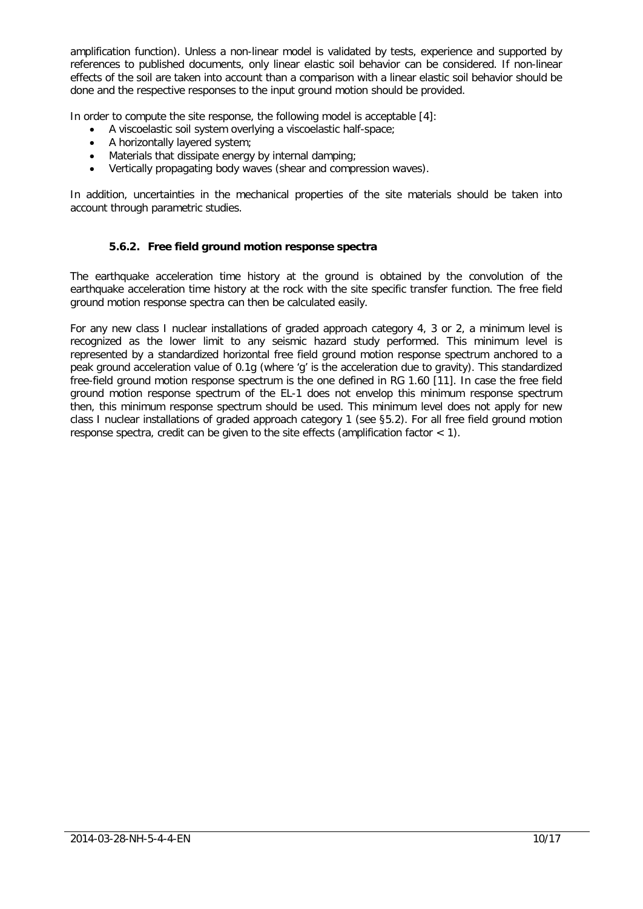amplification function). Unless a non-linear model is validated by tests, experience and supported by references to published documents, only linear elastic soil behavior can be considered. If non-linear effects of the soil are taken into account than a comparison with a linear elastic soil behavior should be done and the respective responses to the input ground motion should be provided.

In order to compute the site response, the following model is acceptable [4]:

- A viscoelastic soil system overlying a viscoelastic half-space;
- A horizontally layered system;
- Materials that dissipate energy by internal damping;
- Vertically propagating body waves (shear and compression waves).

In addition, uncertainties in the mechanical properties of the site materials should be taken into account through parametric studies.

### 5.6.2. Free field ground motion response spectra

The earthquake acceleration time history at the ground is obtained by the convolution of the earthquake acceleration time history at the rock with the site specific transfer function. The free field ground motion response spectra can then be calculated easily.

For any new class I nuclear installations of graded approach category 4, 3 or 2, a minimum level is recognized as the lower limit to any seismic hazard study performed. This minimum level is represented by a standardized horizontal free field ground motion response spectrum anchored to a peak ground acceleration value of 0.1g (where 'g' is the acceleration due to gravity). This standardized free-field ground motion response spectrum is the one defined in RG 1.60 [11]. In case the free field ground motion response spectrum of the EL-1 does not envelop this minimum response spectrum then, this minimum response spectrum should be used. This minimum level does not apply for new class I nuclear installations of graded approach category 1 (see §5.2). For all free field ground motion response spectra, credit can be given to the site effects (amplification factor $< 1$).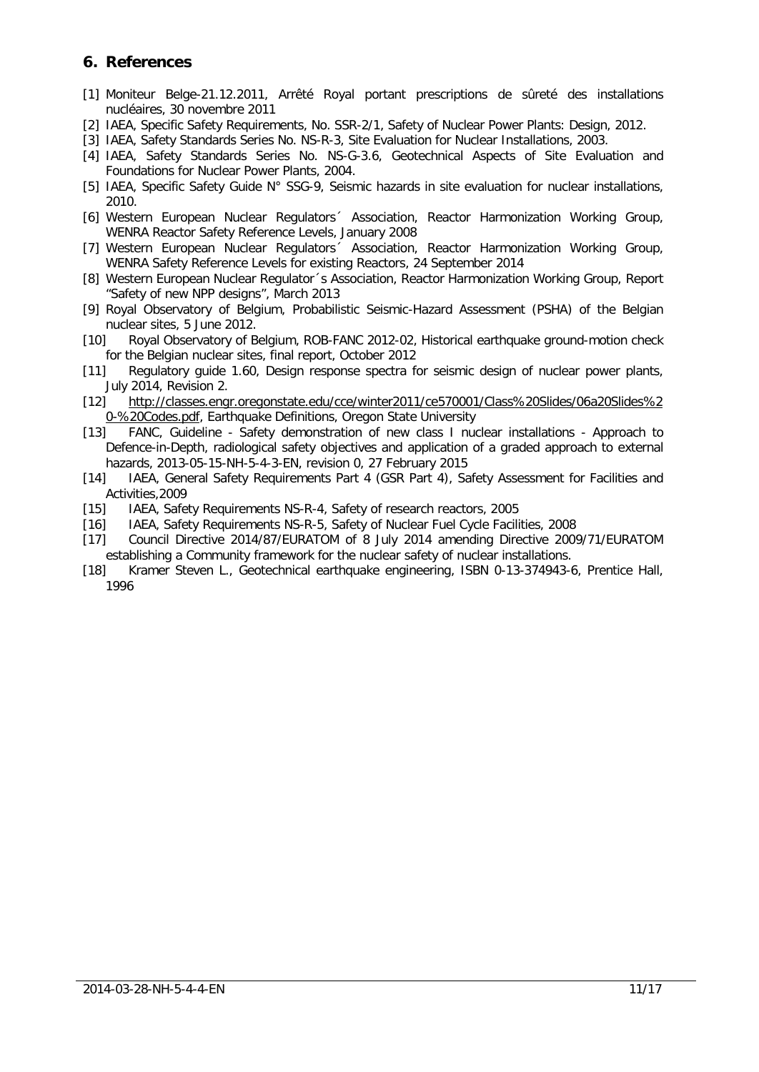## 6. References

[1] Moniteur Belge-21.12.2011, Arrêté Royal portant prescriptions de sûreté des installations nucléaires, 30 novembre 2011

[2] IAEA, Specific Safety Requirements, No. SSR-2/1, Safety of Nuclear Power Plants: Design, 2012.

[3] IAEA, Safety Standards Series No. NS-R-3, Site Evaluation for Nuclear Installations, 2003.

[4] IAEA, Safety Standards Series No. NS-G-3.6, Geotechnical Aspects of Site Evaluation and Foundations for Nuclear Power Plants, 2004.

[5] IAEA, Specific Safety Guide N° SSG-9, Seismic hazards in site evaluation for nuclear installations, 2010.

[6] Western European Nuclear Regulators´ Association, Reactor Harmonization Working Group, WENRA Reactor Safety Reference Levels, January 2008

[7] Western European Nuclear Regulators´ Association, Reactor Harmonization Working Group, WENRA Safety Reference Levels for existing Reactors, 24 September 2014

[8] Western European Nuclear Regulator´s Association, Reactor Harmonization Working Group, Report "Safety of new NPP designs", March 2013

[9] Royal Observatory of Belgium, Probabilistic Seismic-Hazard Assessment (PSHA) of the Belgian nuclear sites, 5 June 2012.

[10] Royal Observatory of Belgium, ROB-FANC 2012-02, Historical earthquake ground-motion check for the Belgian nuclear sites, final report, October 2012

[11] Regulatory guide 1.60, Design response spectra for seismic design of nuclear power plants, July 2014, Revision 2.

[12] http://classes.engr.oregonstate.edu/cce/winter2011/ce570001/Class%20Slides/06a20Slides%20-%20Codes.pdf, Earthquake Definitions, Oregon State University

[13] FANC, Guideline - Safety demonstration of new class I nuclear installations - Approach to Defence-in-Depth, radiological safety objectives and application of a graded approach to external hazards, 2013-05-15-NH-5-4-3-EN, revision 0, 27 February 2015

[14] IAEA, General Safety Requirements Part 4 (GSR Part 4), Safety Assessment for Facilities and Activities,2009

[15] IAEA, Safety Requirements NS-R-4, Safety of research reactors, 2005

[16] IAEA, Safety Requirements NS-R-5, Safety of Nuclear Fuel Cycle Facilities, 2008

[17] Council Directive 2014/87/EURATOM of 8 July 2014 amending Directive 2009/71/EURATOM establishing a Community framework for the nuclear safety of nuclear installations.

[18] Kramer Steven L., Geotechnical earthquake engineering, ISBN 0-13-374943-6, Prentice Hall, 1996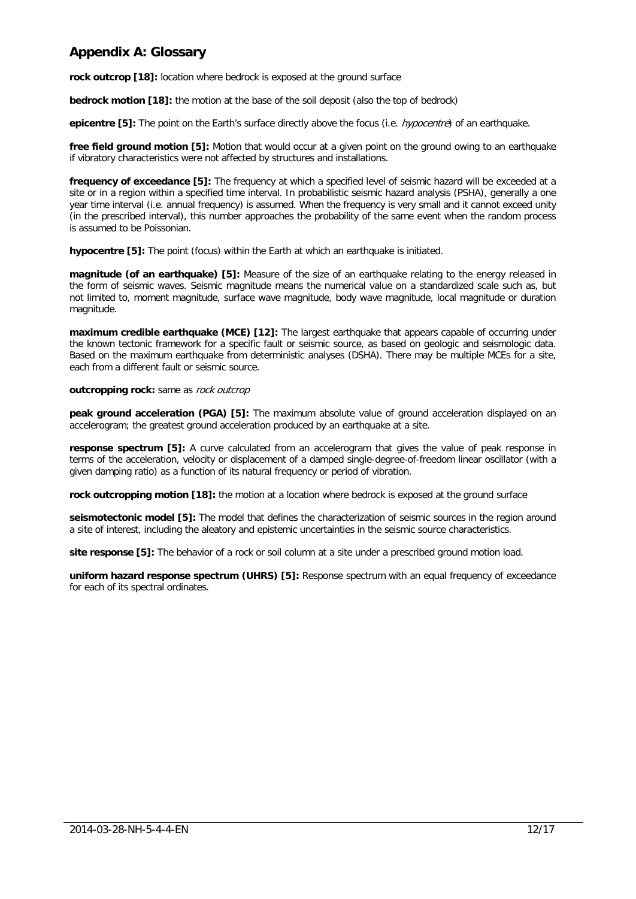## Appendix A: Glossary

**rock outcrop [18]:** location where bedrock is exposed at the ground surface

**bedrock motion [18]:** the motion at the base of the soil deposit (also the top of bedrock)

**epicentre [5]:** The point on the Earth's surface directly above the focus (i.e. *hypocentre*) of an earthquake.

**free field ground motion [5]:** Motion that would occur at a given point on the ground owing to an earthquake if vibratory characteristics were not affected by structures and installations.

**frequency of exceedance [5]:** The frequency at which a specified level of seismic hazard will be exceeded at a site or in a region within a specified time interval. In probabilistic seismic hazard analysis (PSHA), generally a one year time interval (i.e. annual frequency) is assumed. When the frequency is very small and it cannot exceed unity (in the prescribed interval), this number approaches the probability of the same event when the random process is assumed to be Poissonian.

**hypocentre [5]:** The point (focus) within the Earth at which an earthquake is initiated.

**magnitude (of an earthquake) [5]:** Measure of the size of an earthquake relating to the energy released in the form of seismic waves. Seismic magnitude means the numerical value on a standardized scale such as, but not limited to, moment magnitude, surface wave magnitude, body wave magnitude, local magnitude or duration magnitude.

**maximum credible earthquake (MCE) [12]:** The largest earthquake that appears capable of occurring under the known tectonic framework for a specific fault or seismic source, as based on geologic and seismologic data. Based on the maximum earthquake from deterministic analyses (DSHA). There may be multiple MCEs for a site, each from a different fault or seismic source.

**outcropping rock:** same as *rock outcrop*

**peak ground acceleration (PGA) [5]:** The maximum absolute value of ground acceleration displayed on an accelerogram; the greatest ground acceleration produced by an earthquake at a site.

**response spectrum [5]:** A curve calculated from an accelerogram that gives the value of peak response in terms of the acceleration, velocity or displacement of a damped single-degree-of-freedom linear oscillator (with a given damping ratio) as a function of its natural frequency or period of vibration.

**rock outcropping motion [18]:** the motion at a location where bedrock is exposed at the ground surface

**seismotectonic model [5]:** The model that defines the characterization of seismic sources in the region around a site of interest, including the aleatory and epistemic uncertainties in the seismic source characteristics.

**site response [5]:** The behavior of a rock or soil column at a site under a prescribed ground motion load.

**uniform hazard response spectrum (UHRS) [5]:** Response spectrum with an equal frequency of exceedance for each of its spectral ordinates.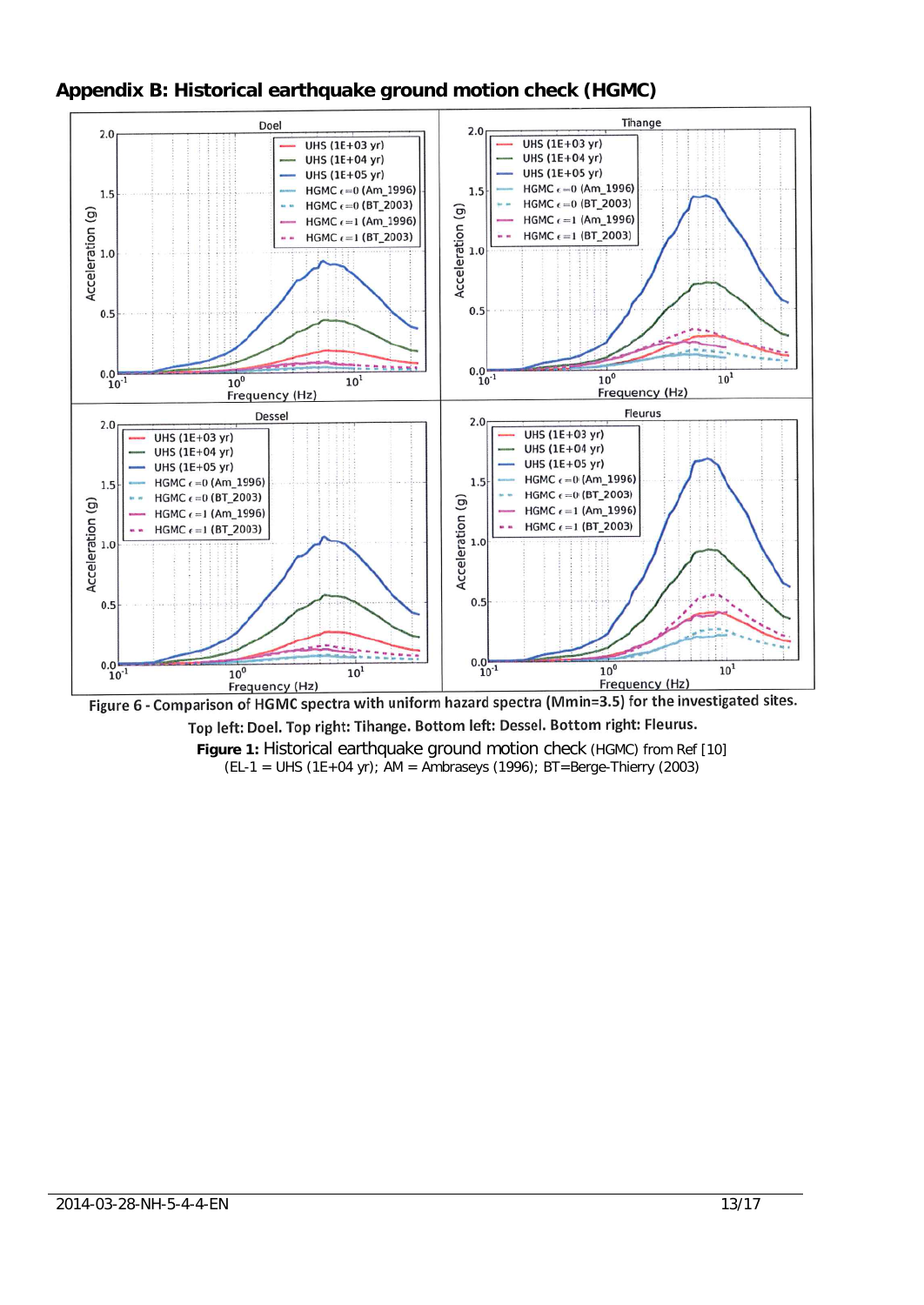## Appendix B: Historical earthquake ground motion check (HGMC)

Figure 6 - Comparison of HGMC spectra with uniform hazard spectra (Mmin=3.5) for the investigated sites. Top left: Doel. Top right: Tihange. Bottom left: Dessel. Bottom right: Fleurus.

**Figure 1:** Historical earthquake ground motion check (HGMC) from Ref [10]
(EL-1 = UHS (1E+04 yr); AM = Ambraseys (1996); BT=Berge-Thierry (2003)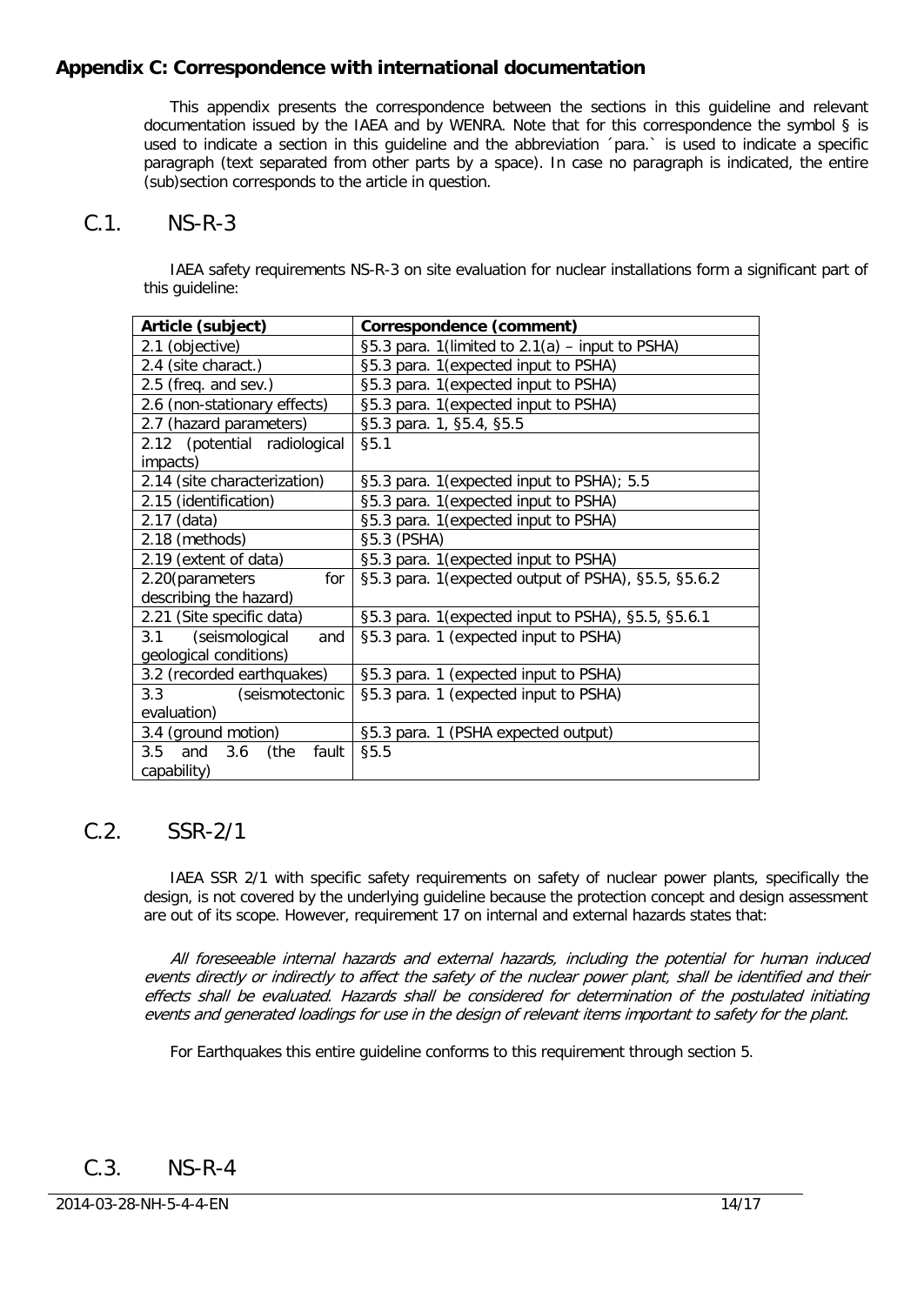## Appendix C: Correspondence with international documentation

This appendix presents the correspondence between the sections in this guideline and relevant documentation issued by the IAEA and by WENRA. Note that for this correspondence the symbol § is used to indicate a section in this guideline and the abbreviation ´para.` is used to indicate a specific paragraph (text separated from other parts by a space). In case no paragraph is indicated, the entire (sub)section corresponds to the article in question.

## C.1. NS-R-3

IAEA safety requirements NS-R-3 on site evaluation for nuclear installations form a significant part of this guideline:

| Article (subject) | Correspondence (comment) |
|---|---|
| 2.1 (objective) | §5.3 para. 1(limited to 2.1(a) – input to PSHA) |
| 2.4 (site charact.) | §5.3 para. 1(expected input to PSHA) |
| 2.5 (freq. and sev.) | §5.3 para. 1(expected input to PSHA) |
| 2.6 (non-stationary effects) | §5.3 para. 1(expected input to PSHA) |
| 2.7 (hazard parameters) | §5.3 para. 1, §5.4, §5.5 |
| 2.12 (potential radiological impacts) | §5.1 |
| 2.14 (site characterization) | §5.3 para. 1(expected input to PSHA); 5.5 |
| 2.15 (identification) | §5.3 para. 1(expected input to PSHA) |
| 2.17 (data) | §5.3 para. 1(expected input to PSHA) |
| 2.18 (methods) | §5.3 (PSHA) |
| 2.19 (extent of data) | §5.3 para. 1(expected input to PSHA) |
| 2.20(parameters for describing the hazard) | §5.3 para. 1(expected output of PSHA), §5.5, §5.6.2 |
| 2.21 (Site specific data) | §5.3 para. 1(expected input to PSHA), §5.5, §5.6.1 |
| 3.1 (seismological and geological conditions) | §5.3 para. 1 (expected input to PSHA) |
| 3.2 (recorded earthquakes) | §5.3 para. 1 (expected input to PSHA) |
| 3.3 (seismotectonic evaluation) | §5.3 para. 1 (expected input to PSHA) |
| 3.4 (ground motion) | §5.3 para. 1 (PSHA expected output) |
| 3.5 and 3.6 (the fault capability) | §5.5 |

## C.2. SSR-2/1

IAEA SSR 2/1 with specific safety requirements on safety of nuclear power plants, specifically the design, is not covered by the underlying guideline because the protection concept and design assessment are out of its scope. However, requirement 17 on internal and external hazards states that:

*All foreseeable internal hazards and external hazards, including the potential for human induced events directly or indirectly to affect the safety of the nuclear power plant, shall be identified and their effects shall be evaluated. Hazards shall be considered for determination of the postulated initiating events and generated loadings for use in the design of relevant items important to safety for the plant.*

For Earthquakes this entire guideline conforms to this requirement through section 5.

## C.3. NS-R-4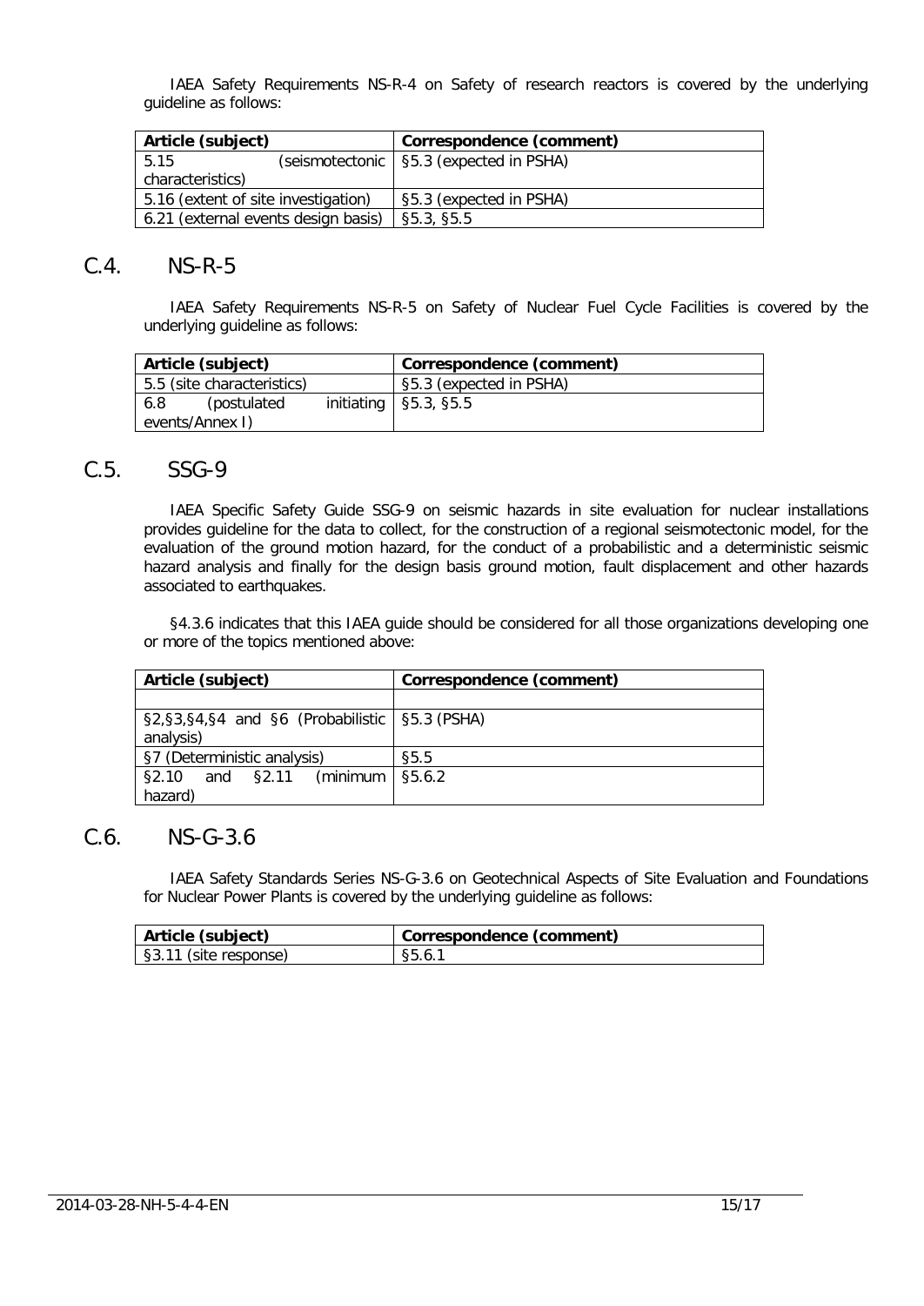IAEA Safety Requirements NS-R-4 on Safety of research reactors is covered by the underlying guideline as follows:

| Article (subject) | Correspondence (comment) |
|---|---|
| 5.15 (seismotectonic characteristics) | §5.3 (expected in PSHA) |
| 5.16 (extent of site investigation) | §5.3 (expected in PSHA) |
| 6.21 (external events design basis) | §5.3, §5.5 |

## C.4. NS-R-5

IAEA Safety Requirements NS-R-5 on Safety of Nuclear Fuel Cycle Facilities is covered by the underlying guideline as follows:

| Article (subject) | Correspondence (comment) |
|---|---|
| 5.5 (site characteristics) | §5.3 (expected in PSHA) |
| 6.8 (postulated initiating events/Annex I) | §5.3, §5.5 |

## C.5. SSG-9

IAEA Specific Safety Guide SSG-9 on seismic hazards in site evaluation for nuclear installations provides guideline for the data to collect, for the construction of a regional seismotectonic model, for the evaluation of the ground motion hazard, for the conduct of a probabilistic and a deterministic seismic hazard analysis and finally for the design basis ground motion, fault displacement and other hazards associated to earthquakes.

§4.3.6 indicates that this IAEA guide should be considered for all those organizations developing one or more of the topics mentioned above:

| Article (subject) | Correspondence (comment) |
|---|---|
| | |
| §2,§3,§4,§4 and §6 (Probabilistic analysis) | §5.3 (PSHA) |
| §7 (Deterministic analysis) | §5.5 |
| §2.10 and §2.11 (minimum hazard) | §5.6.2 |

## C.6. NS-G-3.6

IAEA Safety Standards Series NS-G-3.6 on Geotechnical Aspects of Site Evaluation and Foundations for Nuclear Power Plants is covered by the underlying guideline as follows:

| Article (subject) | Correspondence (comment) |
|---|---|
| §3.11 (site response) | §5.6.1 |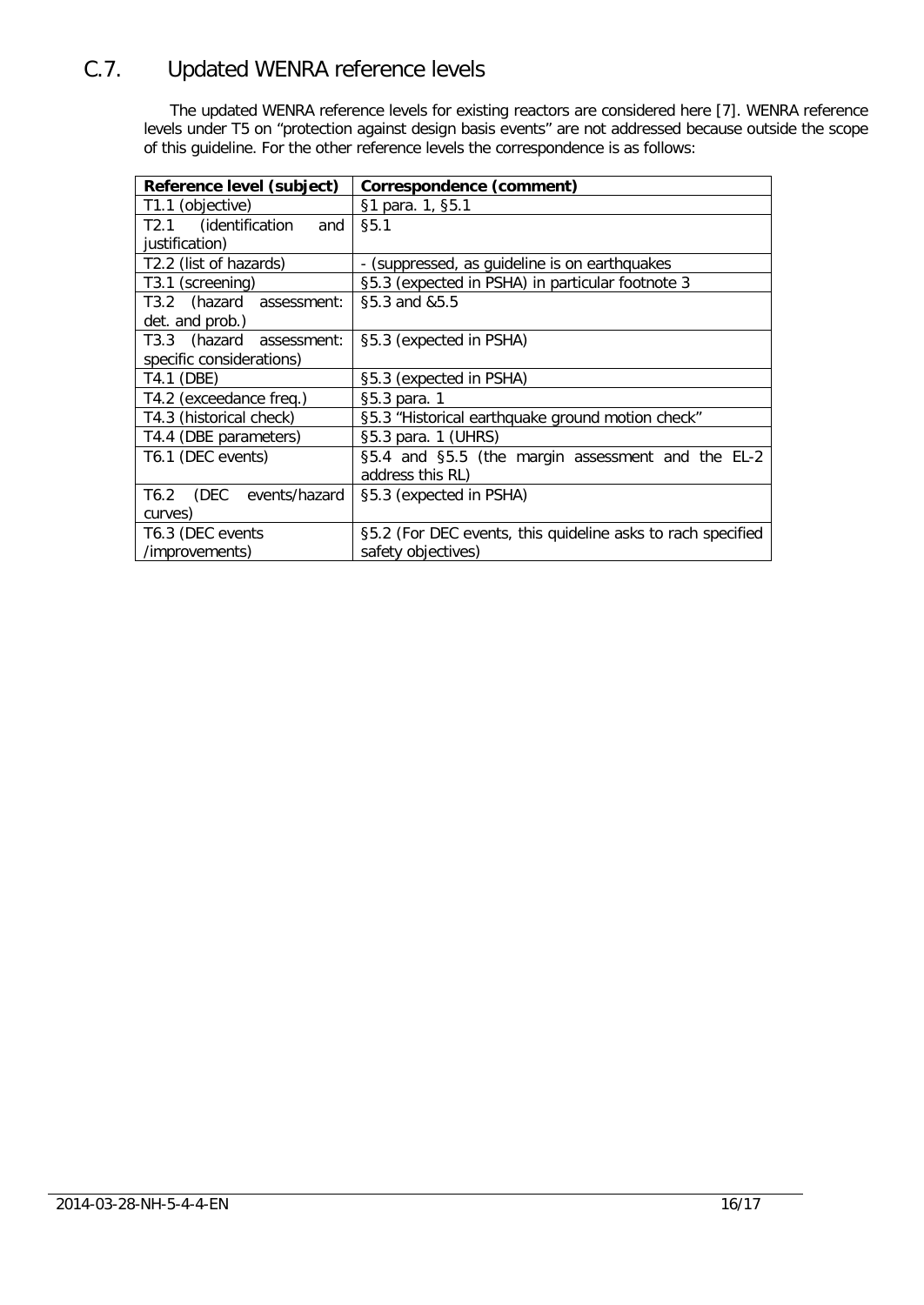# C.7. Updated WENRA reference levels

The updated WENRA reference levels for existing reactors are considered here [7]. WENRA reference levels under T5 on "protection against design basis events" are not addressed because outside the scope of this guideline. For the other reference levels the correspondence is as follows:

| Reference level (subject) | Correspondence (comment) |
|---|---|
| T1.1 (objective) | §1 para. 1, §5.1 |
| T2.1 (identification and justification) | §5.1 |
| T2.2 (list of hazards) | - (suppressed, as guideline is on earthquakes |
| T3.1 (screening) | §5.3 (expected in PSHA) in particular footnote 3 |
| T3.2 (hazard assessment: det. and prob.) | §5.3 and &5.5 |
| T3.3 (hazard assessment: specific considerations) | §5.3 (expected in PSHA) |
| T4.1 (DBE) | §5.3 (expected in PSHA) |
| T4.2 (exceedance freq.) | §5.3 para. 1 |
| T4.3 (historical check) | §5.3 "Historical earthquake ground motion check" |
| T4.4 (DBE parameters) | §5.3 para. 1 (UHRS) |
| T6.1 (DEC events) | §5.4 and §5.5 (the margin assessment and the EL-2 address this RL) |
| T6.2 (DEC events/hazard curves) | §5.3 (expected in PSHA) |
| T6.3 (DEC events /improvements) | §5.2 (For DEC events, this guideline asks to rach specified safety objectives) |